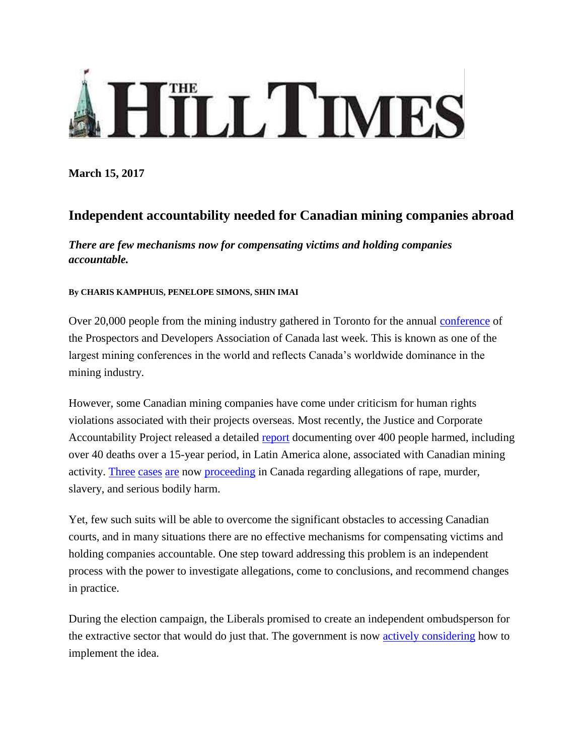THE HILL TIMES

**March 15, 2017**

## Independent accountability needed for Canadian mining companies abroad

***There are few mechanisms now for compensating victims and holding companies accountable.***

**By CHARIS KAMPHUIS, PENELOPE SIMONS, SHIN IMAI**

Over 20,000 people from the mining industry gathered in Toronto for the annual conference of the Prospectors and Developers Association of Canada last week. This is known as one of the largest mining conferences in the world and reflects Canada's worldwide dominance in the mining industry.

However, some Canadian mining companies have come under criticism for human rights violations associated with their projects overseas. Most recently, the Justice and Corporate Accountability Project released a detailed report documenting over 400 people harmed, including over 40 deaths over a 15-year period, in Latin America alone, associated with Canadian mining activity. Three cases are now proceeding in Canada regarding allegations of rape, murder, slavery, and serious bodily harm.

Yet, few such suits will be able to overcome the significant obstacles to accessing Canadian courts, and in many situations there are no effective mechanisms for compensating victims and holding companies accountable. One step toward addressing this problem is an independent process with the power to investigate allegations, come to conclusions, and recommend changes in practice.

During the election campaign, the Liberals promised to create an independent ombudsperson for the extractive sector that would do just that. The government is now actively considering how to implement the idea.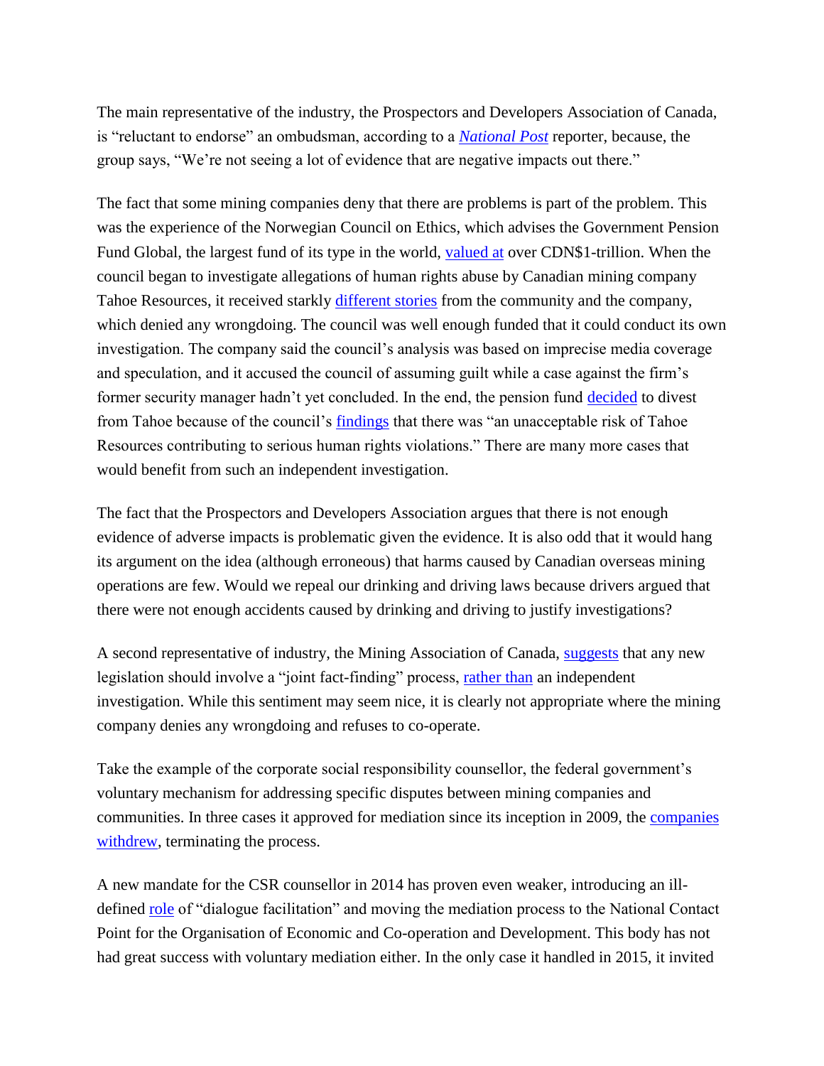The main representative of the industry, the Prospectors and Developers Association of Canada, is "reluctant to endorse" an ombudsman, according to a *National Post* reporter, because, the group says, "We're not seeing a lot of evidence that are negative impacts out there."

The fact that some mining companies deny that there are problems is part of the problem. This was the experience of the Norwegian Council on Ethics, which advises the Government Pension Fund Global, the largest fund of its type in the world, valued at over CDN$1-trillion. When the council began to investigate allegations of human rights abuse by Canadian mining company Tahoe Resources, it received starkly different stories from the community and the company, which denied any wrongdoing. The council was well enough funded that it could conduct its own investigation. The company said the council's analysis was based on imprecise media coverage and speculation, and it accused the council of assuming guilt while a case against the firm's former security manager hadn't yet concluded. In the end, the pension fund decided to divest from Tahoe because of the council's findings that there was "an unacceptable risk of Tahoe Resources contributing to serious human rights violations." There are many more cases that would benefit from such an independent investigation.

The fact that the Prospectors and Developers Association argues that there is not enough evidence of adverse impacts is problematic given the evidence. It is also odd that it would hang its argument on the idea (although erroneous) that harms caused by Canadian overseas mining operations are few. Would we repeal our drinking and driving laws because drivers argued that there were not enough accidents caused by drinking and driving to justify investigations?

A second representative of industry, the Mining Association of Canada, suggests that any new legislation should involve a "joint fact-finding" process, rather than an independent investigation. While this sentiment may seem nice, it is clearly not appropriate where the mining company denies any wrongdoing and refuses to co-operate.

Take the example of the corporate social responsibility counsellor, the federal government's voluntary mechanism for addressing specific disputes between mining companies and communities. In three cases it approved for mediation since its inception in 2009, the companies withdrew, terminating the process.

A new mandate for the CSR counsellor in 2014 has proven even weaker, introducing an ill-defined role of "dialogue facilitation" and moving the mediation process to the National Contact Point for the Organisation of Economic and Co-operation and Development. This body has not had great success with voluntary mediation either. In the only case it handled in 2015, it invited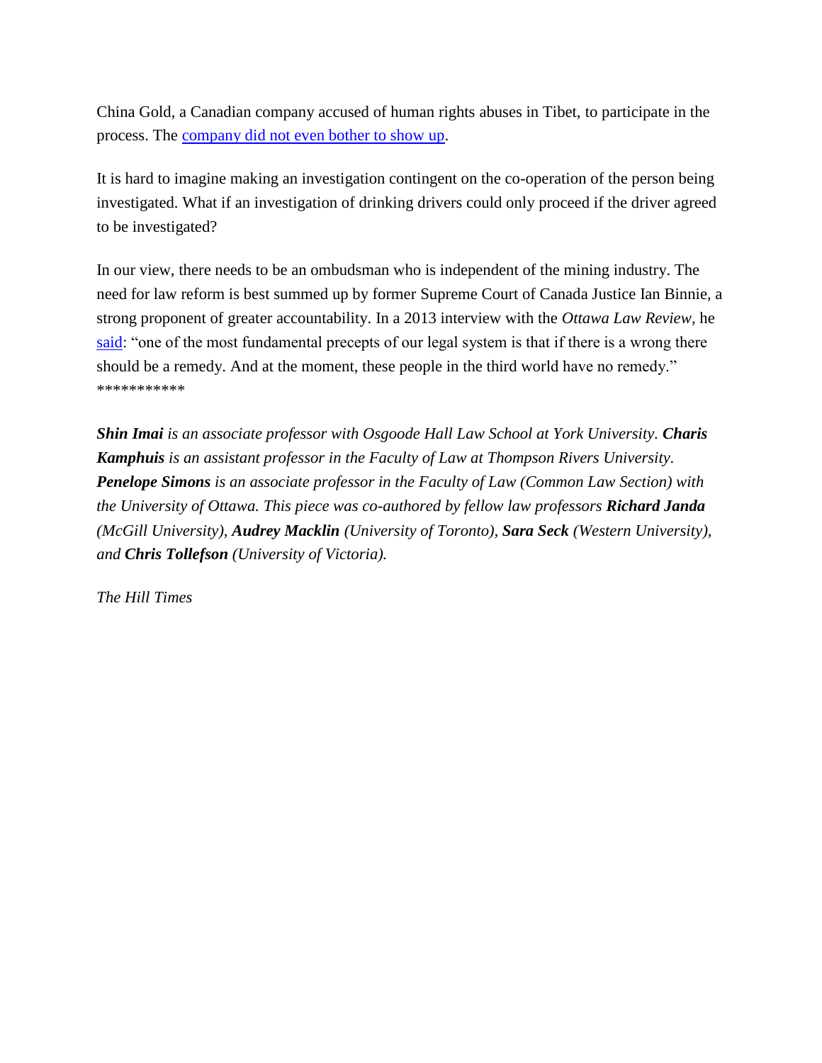China Gold, a Canadian company accused of human rights abuses in Tibet, to participate in the process. The company did not even bother to show up.

It is hard to imagine making an investigation contingent on the co-operation of the person being investigated. What if an investigation of drinking drivers could only proceed if the driver agreed to be investigated?

In our view, there needs to be an ombudsman who is independent of the mining industry. The need for law reform is best summed up by former Supreme Court of Canada Justice Ian Binnie, a strong proponent of greater accountability. In a 2013 interview with the *Ottawa Law Review*, he said: "one of the most fundamental precepts of our legal system is that if there is a wrong there should be a remedy. And at the moment, these people in the third world have no remedy."
***********

***Shin Imai** is an associate professor with Osgoode Hall Law School at York University. **Charis Kamphuis** is an assistant professor in the Faculty of Law at Thompson Rivers University. **Penelope Simons** is an associate professor in the Faculty of Law (Common Law Section) with the University of Ottawa. This piece was co-authored by fellow law professors **Richard Janda** (McGill University), **Audrey Macklin** (University of Toronto), **Sara Seck** (Western University), and **Chris Tollefson** (University of Victoria).*

*The Hill Times*